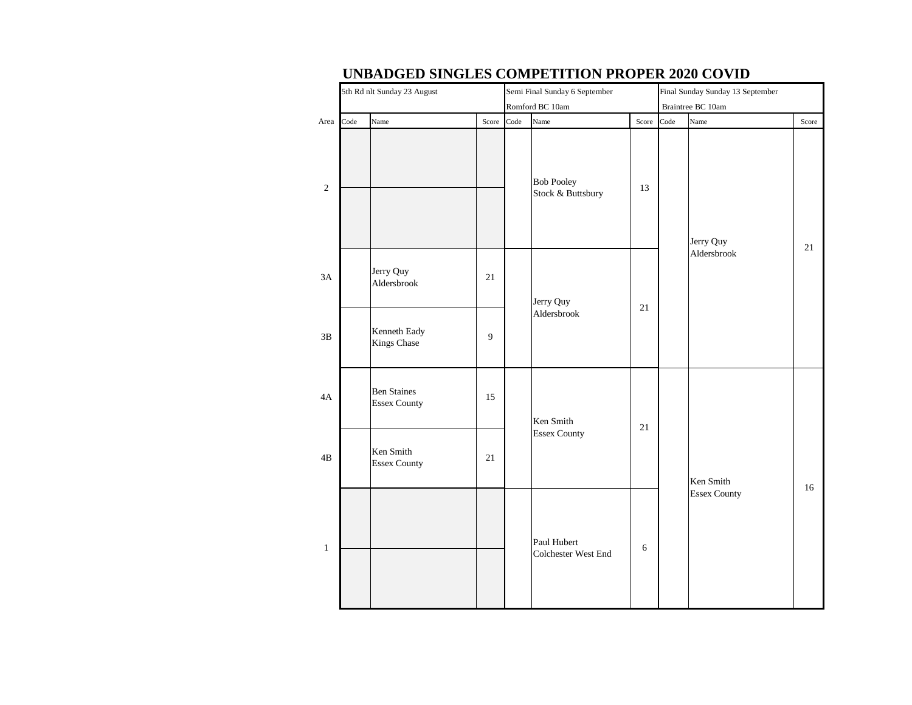# UNBADGED SINGLES COMPETITION PROPER 2020 COVID

| Area | 5th Rd nlt Sunday 23 August | | | Semi Final Sunday 6 September Romford BC 10am | | | Final Sunday Sunday 13 September Braintree BC 10am | | |
|---|---|---|---|---|---|---|---|---|---|
| | Code | Name | Score | Code | Name | Score | Code | Name | Score |
| 2 | | | | | Bob Pooley Stock & Buttsbury | 13 | | Jerry Quy Aldersbrook | 21 |
| 3A | | Jerry Quy Aldersbrook | 21 | | Jerry Quy Aldersbrook | 21 | | | |
| 3B | | Kenneth Eady Kings Chase | 9 | | | | | | |
| 4A | | Ben Staines Essex County | 15 | | Ken Smith Essex County | 21 | | Ken Smith Essex County | 16 |
| 4B | | Ken Smith Essex County | 21 | | | | | | |
| 1 | | | | | Paul Hubert Colchester West End | 6 | | | |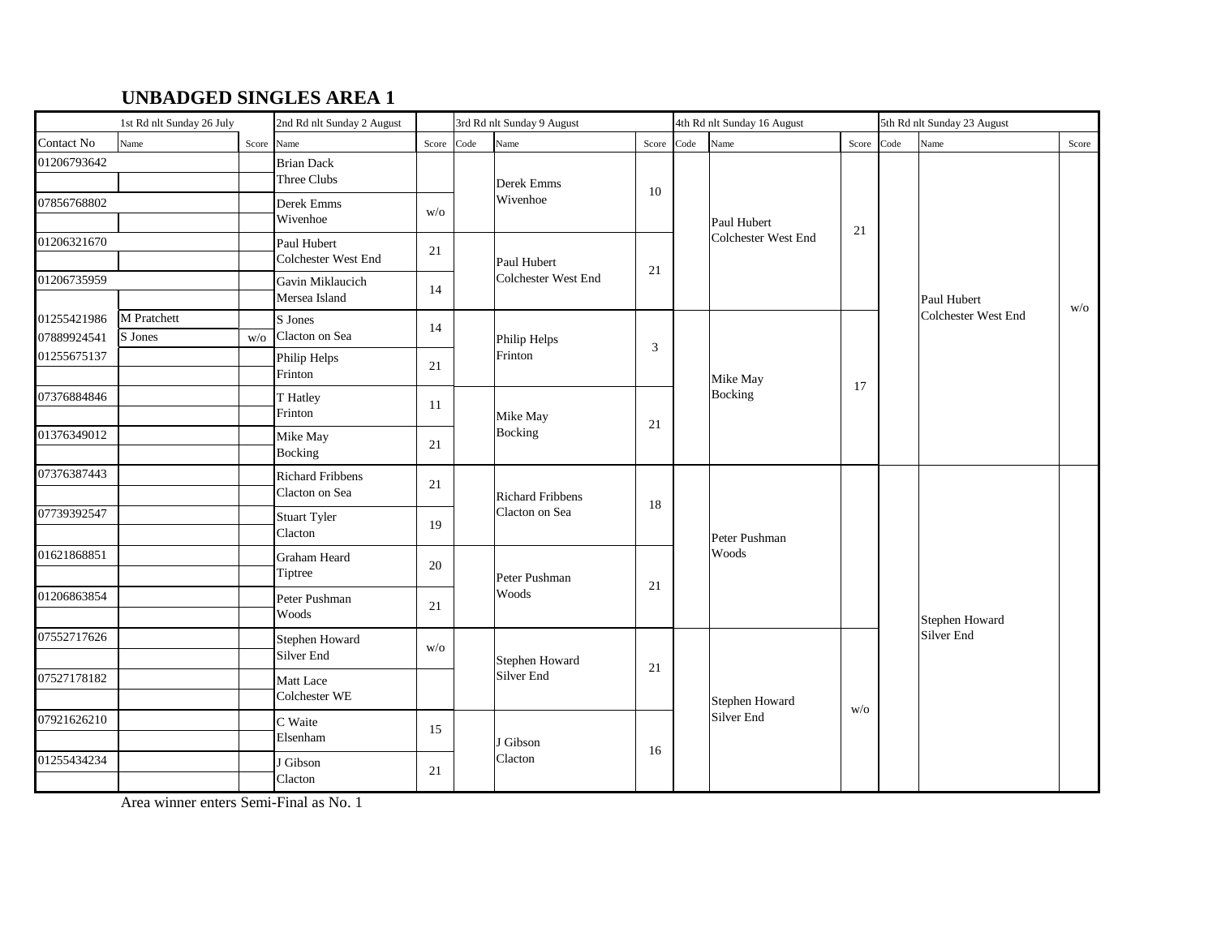## UNBADGED SINGLES AREA 1

| | 1st Rd nlt Sunday 26 July | | 2nd Rd nlt Sunday 2 August | | 3rd Rd nlt Sunday 9 August | | | 4th Rd nlt Sunday 16 August | | | 5th Rd nlt Sunday 23 August | | |
|---|---|---|---|---|---|---|---|---|---|---|---|---|---|
| Contact No | Name | Score | Name | Score | Code | Name | Score | Code | Name | Score | Code | Name | Score |
| 01206793642 | | | Brian Dack Three Clubs | | | Derek Emms Wivenhoe | 10 | | Paul Hubert Colchester West End | 21 | | Paul Hubert Colchester West End | w/o |
| 07856768802 | | | Derek Emms Wivenhoe | w/o | | | | | | | | | |
| 01206321670 | | | Paul Hubert Colchester West End | 21 | | Paul Hubert Colchester West End | 21 | | | | | | |
| 01206735959 | | | Gavin Miklaucich Mersea Island | 14 | | | | | | | | | |
| 01255421986 | M Pratchett | | S Jones Clacton on Sea | 14 | | Philip Helps Frinton | 3 | | Mike May Bocking | 17 | | | |
| 07889924541 | S Jones | w/o | | | | | | | | | | | |
| 01255675137 | | | Philip Helps Frinton | 21 | | | | | | | | | |
| 07376884846 | | | T Hatley Frinton | 11 | | Mike May Bocking | 21 | | | | | | |
| 01376349012 | | | Mike May Bocking | 21 | | | | | | | | | |
| 07376387443 | | | Richard Fribbens Clacton on Sea | 21 | | Richard Fribbens Clacton on Sea | 18 | | Peter Pushman Woods | | | Stephen Howard Silver End | |
| 07739392547 | | | Stuart Tyler Clacton | 19 | | | | | | | | | |
| 01621868851 | | | Graham Heard Tiptree | 20 | | Peter Pushman Woods | 21 | | | | | | |
| 01206863854 | | | Peter Pushman Woods | 21 | | | | | | | | | |
| 07552717626 | | | Stephen Howard Silver End | w/o | | Stephen Howard Silver End | 21 | | Stephen Howard Silver End | w/o | | | |
| 07527178182 | | | Matt Lace Colchester WE | | | | | | | | | | |
| 07921626210 | | | C Waite Elsenham | 15 | | J Gibson Clacton | 16 | | | | | | |
| 01255434234 | | | J Gibson Clacton | 21 | | | | | | | | | |

Area winner enters Semi-Final as No. 1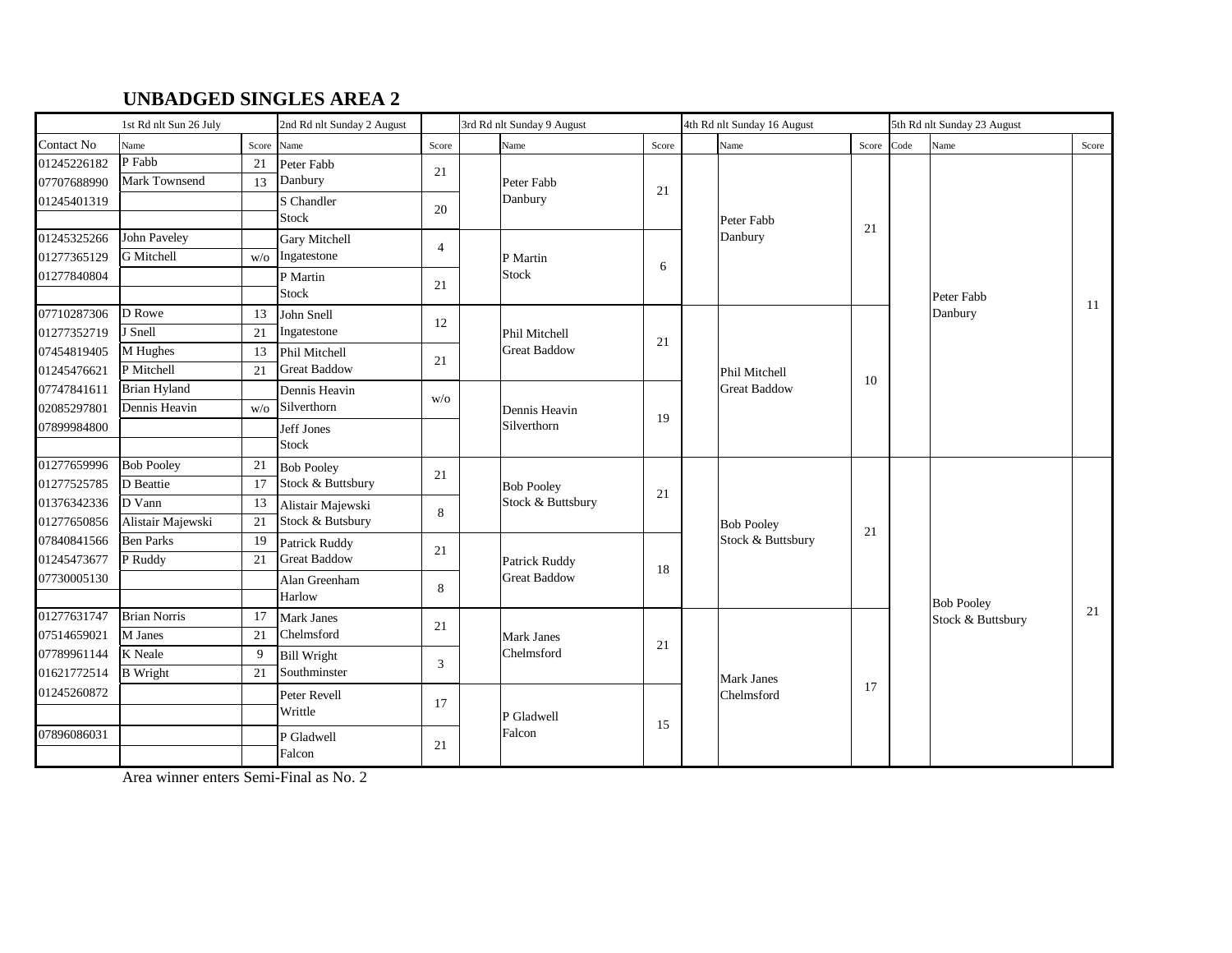## UNBADGED SINGLES AREA 2

| | 1st Rd nlt Sun 26 July | | 2nd Rd nlt Sunday 2 August | | 3rd Rd nlt Sunday 9 August | | | 4th Rd nlt Sunday 16 August | | | 5th Rd nlt Sunday 23 August | | |
|---|---|---|---|---|---|---|---|---|---|---|---|---|---|
| Contact No | Name | Score | Name | Score | | Name | Score | | Name | Score | Code | Name | Score |
| 01245226182 | P Fabb | 21 | Peter Fabb Danbury | 21 | | Peter Fabb Danbury | 21 | | Peter Fabb Danbury | 21 | | Peter Fabb Danbury | 11 |
| 07707688990 | Mark Townsend | 13 | | | | | | | | | | | |
| 01245401319 | | | S Chandler Stock | 20 | | | | | | | | | |
| | | | | | | | | | | | | | |
| 01245325266 | John Paveley | | Gary Mitchell Ingatestone | 4 | | P Martin Stock | 6 | | | | | | |
| 01277365129 | G Mitchell | w/o | | | | | | | | | | | |
| 01277840804 | | | P Martin Stock | 21 | | | | | | | | | |
| | | | | | | | | | | | | | |
| 07710287306 | D Rowe | 13 | John Snell Ingatestone | 12 | | Phil Mitchell Great Baddow | 21 | | Phil Mitchell Great Baddow | 10 | | | |
| 01277352719 | J Snell | 21 | | | | | | | | | | | |
| 07454819405 | M Hughes | 13 | Phil Mitchell Great Baddow | 21 | | | | | | | | | |
| 01245476621 | P Mitchell | 21 | | | | | | | | | | | |
| 07747841611 | Brian Hyland | | Dennis Heavin Silverthorn | w/o | | Dennis Heavin Silverthorn | 19 | | | | | | |
| 02085297801 | Dennis Heavin | w/o | | | | | | | | | | | |
| 07899984800 | | | Jeff Jones Stock | | | | | | | | | | |
| | | | | | | | | | | | | | |
| 01277659996 | Bob Pooley | 21 | Bob Pooley Stock & Buttsbury | 21 | | Bob Pooley Stock & Buttsbury | 21 | | Bob Pooley Stock & Buttsbury | 21 | | Bob Pooley Stock & Buttsbury | 21 |
| 01277525785 | D Beattie | 17 | | | | | | | | | | | |
| 01376342336 | D Vann | 13 | Alistair Majewski Stock & Butsbury | 8 | | | | | | | | | |
| 01277650856 | Alistair Majewski | 21 | | | | | | | | | | | |
| 07840841566 | Ben Parks | 19 | Patrick Ruddy Great Baddow | 21 | | Patrick Ruddy Great Baddow | 18 | | | | | | |
| 01245473677 | P Ruddy | 21 | | | | | | | | | | | |
| 07730005130 | | | Alan Greenham Harlow | 8 | | | | | | | | | |
| | | | | | | | | | | | | | |
| 01277631747 | Brian Norris | 17 | Mark Janes Chelmsford | 21 | | Mark Janes Chelmsford | 21 | | Mark Janes Chelmsford | 17 | | | |
| 07514659021 | M Janes | 21 | | | | | | | | | | | |
| 07789961144 | K Neale | 9 | Bill Wright Southminster | 3 | | | | | | | | | |
| 01621772514 | B Wright | 21 | | | | | | | | | | | |
| 01245260872 | | | Peter Revell Writtle | 17 | | P Gladwell Falcon | 15 | | | | | | |
| | | | | | | | | | | | | | |
| 07896086031 | | | P Gladwell Falcon | 21 | | | | | | | | | |
| | | | | | | | | | | | | | |

Area winner enters Semi-Final as No. 2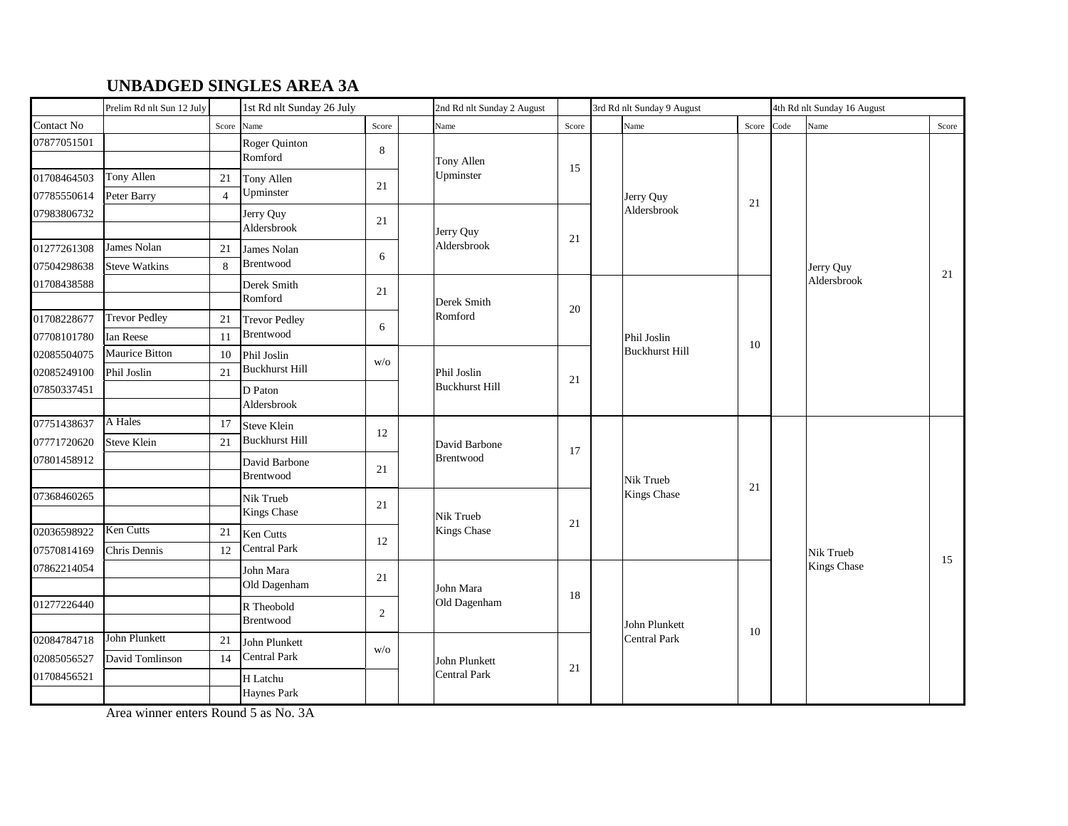## UNBADGED SINGLES AREA 3A

| Contact No | Prelim Rd nlt Sun 12 July | Score | 1st Rd nlt Sunday 26 July | Score | | 2nd Rd nlt Sunday 2 August | Score | | 3rd Rd nlt Sunday 9 August | Score | Code | 4th Rd nlt Sunday 16 August | Score |
|---|---|---|---|---|---|---|---|---|---|---|---|---|---|
| | | | Name | | | Name | | | Name | | | Name | |
| 07877051501 | | | Roger Quinton Romford | 8 | | Tony Allen Upminster | 15 | | Jerry Quy Aldersbrook | 21 | | Jerry Quy Aldersbrook | 21 |
| | | | | | | | | | | | | | |
| 01708464503 | Tony Allen | 21 | Tony Allen Upminster | 21 | | | | | | | | | |
| 07785550614 | Peter Barry | 4 | | | | | | | | | | | |
| 07983806732 | | | Jerry Quy Aldersbrook | 21 | | Jerry Quy Aldersbrook | 21 | | | | | | |
| | | | | | | | | | | | | | |
| 01277261308 | James Nolan | 21 | James Nolan Brentwood | 6 | | | | | | | | | |
| 07504298638 | Steve Watkins | 8 | | | | | | | | | | | |
| 01708438588 | | | Derek Smith Romford | 21 | | Derek Smith Romford | 20 | | Phil Joslin Buckhurst Hill | 10 | | | |
| | | | | | | | | | | | | | |
| 01708228677 | Trevor Pedley | 21 | Trevor Pedley Brentwood | 6 | | | | | | | | | |
| 07708101780 | Ian Reese | 11 | | | | | | | | | | | |
| 02085504075 | Maurice Bitton | 10 | Phil Joslin Buckhurst Hill | w/o | | Phil Joslin Buckhurst Hill | 21 | | | | | | |
| 02085249100 | Phil Joslin | 21 | | | | | | | | | | | |
| 07850337451 | | | D Paton Aldersbrook | | | | | | | | | | |
| | | | | | | | | | | | | | |
| 07751438637 | A Hales | 17 | Steve Klein Buckhurst Hill | 12 | | David Barbone Brentwood | 17 | | Nik Trueb Kings Chase | 21 | | Nik Trueb Kings Chase | 15 |
| 07771720620 | Steve Klein | 21 | | | | | | | | | | | |
| 07801458912 | | | David Barbone Brentwood | 21 | | | | | | | | | |
| | | | | | | | | | | | | | |
| 07368460265 | | | Nik Trueb Kings Chase | 21 | | Nik Trueb Kings Chase | 21 | | | | | | |
| | | | | | | | | | | | | | |
| 02036598922 | Ken Cutts | 21 | Ken Cutts Central Park | 12 | | | | | | | | | |
| 07570814169 | Chris Dennis | 12 | | | | | | | | | | | |
| 07862214054 | | | John Mara Old Dagenham | 21 | | John Mara Old Dagenham | 18 | | John Plunkett Central Park | 10 | | | |
| | | | | | | | | | | | | | |
| 01277226440 | | | R Theobold Brentwood | 2 | | | | | | | | | |
| | | | | | | | | | | | | | |
| 02084784718 | John Plunkett | 21 | John Plunkett Central Park | w/o | | John Plunkett Central Park | 21 | | | | | | |
| 02085056527 | David Tomlinson | 14 | | | | | | | | | | | |
| 01708456521 | | | H Latchu Haynes Park | | | | | | | | | | |
| | | | | | | | | | | | | | |

Area winner enters Round 5 as No. 3A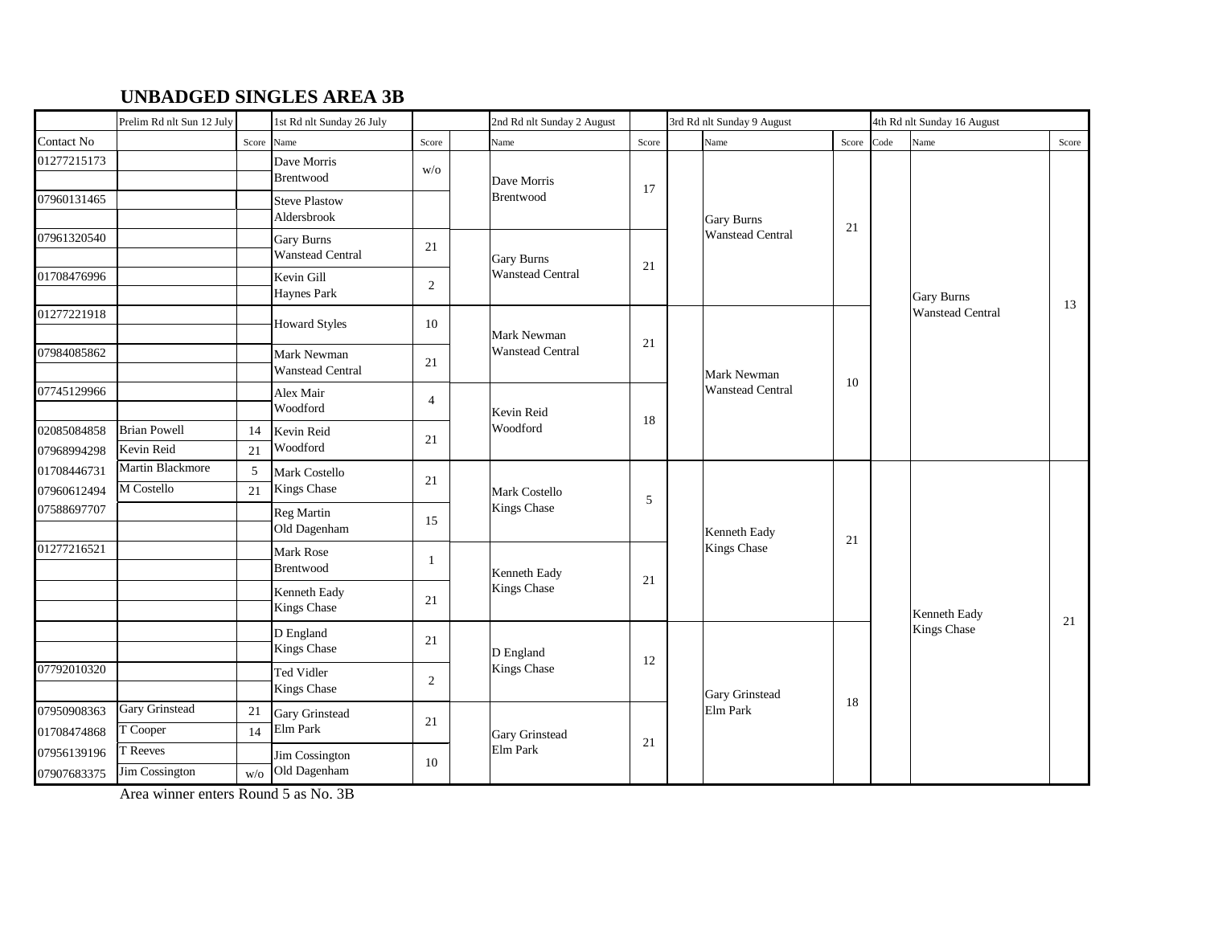## UNBADGED SINGLES AREA 3B

| Contact No | Prelim Rd nlt Sun 12 July | Score | 1st Rd nlt Sunday 26 July Name | Score | | 2nd Rd nlt Sunday 2 August Name | Score | | 3rd Rd nlt Sunday 9 August Name | Score | 4th Rd nlt Sunday 16 August Code | Name | Score |
|---|---|---|---|---|---|---|---|---|---|---|---|---|---|
| 01277215173 | | | Dave Morris Brentwood | w/o | | Dave Morris Brentwood | 17 | | Gary Burns Wanstead Central | 21 | | Gary Burns Wanstead Central | 13 |
| 07960131465 | | | Steve Plastow Aldersbrook | | | | | | | | | | |
| 07961320540 | | | Gary Burns Wanstead Central | 21 | | Gary Burns Wanstead Central | 21 | | | | | | |
| 01708476996 | | | Kevin Gill Haynes Park | 2 | | | | | | | | | |
| 01277221918 | | | Howard Styles | 10 | | Mark Newman Wanstead Central | 21 | | Mark Newman Wanstead Central | 10 | | | |
| 07984085862 | | | Mark Newman Wanstead Central | 21 | | | | | | | | | |
| 07745129966 | | | Alex Mair Woodford | 4 | | Kevin Reid Woodford | 18 | | | | | | |
| 02085084858 | Brian Powell | 14 | Kevin Reid Woodford | 21 | | | | | | | | | |
| 07968994298 | Kevin Reid | 21 | | | | | | | | | | | |
| 01708446731 | Martin Blackmore | 5 | Mark Costello Kings Chase | 21 | | Mark Costello Kings Chase | 5 | | Kenneth Eady Kings Chase | 21 | | Kenneth Eady Kings Chase | 21 |
| 07960612494 | M Costello | 21 | | | | | | | | | | | |
| 07588697707 | | | Reg Martin Old Dagenham | 15 | | | | | | | | | |
| 01277216521 | | | Mark Rose Brentwood | 1 | | Kenneth Eady Kings Chase | 21 | | | | | | |
| | | | Kenneth Eady Kings Chase | 21 | | | | | | | | | |
| | | | D England Kings Chase | 21 | | D England Kings Chase | 12 | | Gary Grinstead Elm Park | 18 | | | |
| 07792010320 | | | Ted Vidler Kings Chase | 2 | | | | | | | | | |
| 07950908363 | Gary Grinstead | 21 | Gary Grinstead Elm Park | 21 | | Gary Grinstead Elm Park | 21 | | | | | | |
| 01708474868 | T Cooper | 14 | | | | | | | | | | | |
| 07956139196 | T Reeves | | Jim Cossington Old Dagenham | 10 | | | | | | | | | |
| 07907683375 | Jim Cossington | w/o | | | | | | | | | | | |

Area winner enters Round 5 as No. 3B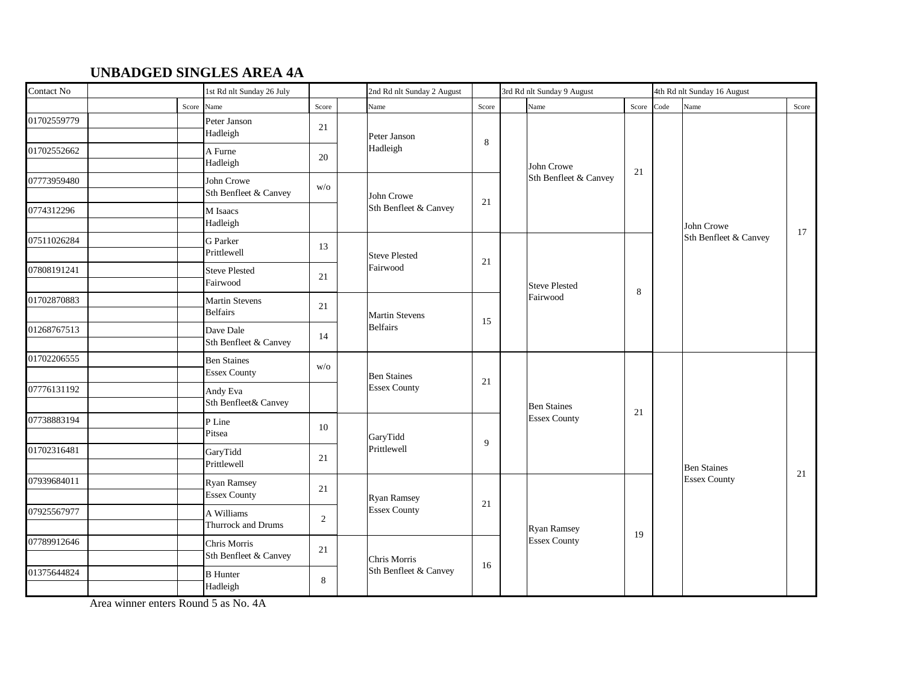## UNBADGED SINGLES AREA 4A

| Contact No | | | 1st Rd nlt Sunday 26 July | | | 2nd Rd nlt Sunday 2 August | | | 3rd Rd nlt Sunday 9 August | | | 4th Rd nlt Sunday 16 August | |
|---|---|---|---|---|---|---|---|---|---|---|---|---|---|
| | | Score | Name | Score | | Name | Score | | Name | Score | Code | Name | Score |
| 01702559779 | | | Peter Janson Hadleigh | 21 | | Peter Janson Hadleigh | 8 | | John Crowe Sth Benfleet & Canvey | 21 | | John Crowe Sth Benfleet & Canvey | 17 |
| 01702552662 | | | A Furne Hadleigh | 20 | | | | | | | | | |
| 07773959480 | | | John Crowe Sth Benfleet & Canvey | w/o | | John Crowe Sth Benfleet & Canvey | 21 | | | | | | |
| 0774312296 | | | M Isaacs Hadleigh | | | | | | | | | | |
| 07511026284 | | | G Parker Prittlewell | 13 | | Steve Plested Fairwood | 21 | | Steve Plested Fairwood | 8 | | | |
| 07808191241 | | | Steve Plested Fairwood | 21 | | | | | | | | | |
| 01702870883 | | | Martin Stevens Belfairs | 21 | | Martin Stevens Belfairs | 15 | | | | | | |
| 01268767513 | | | Dave Dale Sth Benfleet & Canvey | 14 | | | | | | | | | |
| 01702206555 | | | Ben Staines Essex County | w/o | | Ben Staines Essex County | 21 | | Ben Staines Essex County | 21 | | Ben Staines Essex County | 21 |
| 07776131192 | | | Andy Eva Sth Benfleet& Canvey | | | | | | | | | | |
| 07738883194 | | | P Line Pitsea | 10 | | GaryTidd Prittlewell | 9 | | | | | | |
| 01702316481 | | | GaryTidd Prittlewell | 21 | | | | | | | | | |
| 07939684011 | | | Ryan Ramsey Essex County | 21 | | Ryan Ramsey Essex County | 21 | | Ryan Ramsey Essex County | 19 | | | |
| 07925567977 | | | A Williams Thurrock and Drums | 2 | | | | | | | | | |
| 07789912646 | | | Chris Morris Sth Benfleet & Canvey | 21 | | Chris Morris Sth Benfleet & Canvey | 16 | | | | | | |
| 01375644824 | | | B Hunter Hadleigh | 8 | | | | | | | | | |

Area winner enters Round 5 as No. 4A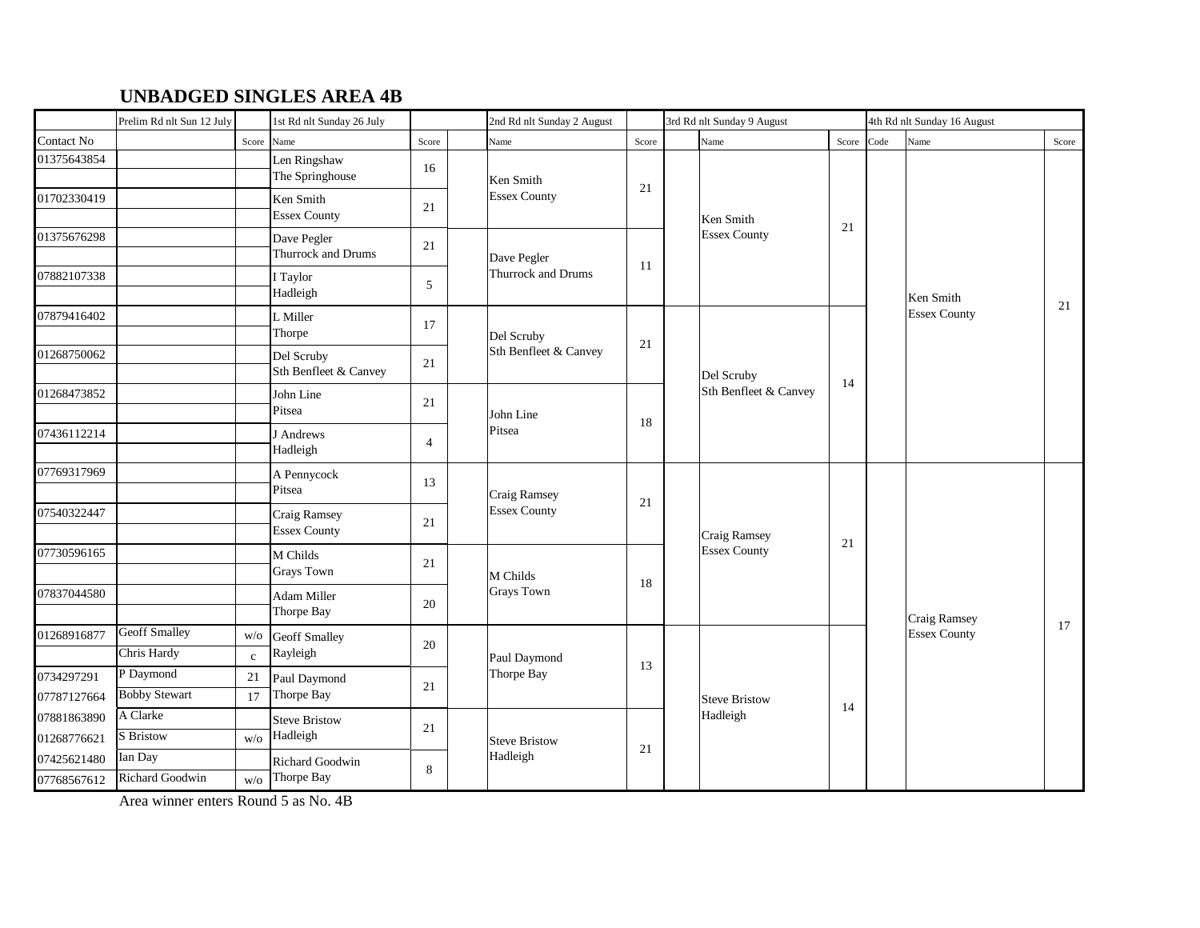## UNBADGED SINGLES AREA 4B

| | Prelim Rd nlt Sun 12 July | | 1st Rd nlt Sunday 26 July | | | 2nd Rd nlt Sunday 2 August | | | 3rd Rd nlt Sunday 9 August | | | 4th Rd nlt Sunday 16 August | |
|---|---|---|---|---|---|---|---|---|---|---|---|---|---|
| Contact No | | Score | Name | Score | | Name | Score | | Name | Score | Code | Name | Score |
| 01375643854 | | | Len Ringshaw The Springhouse | 16 | | Ken Smith Essex County | 21 | | Ken Smith Essex County | 21 | | Ken Smith Essex County | 21 |
| 01702330419 | | | Ken Smith Essex County | 21 | | | | | | | | | |
| 01375676298 | | | Dave Pegler Thurrock and Drums | 21 | | Dave Pegler Thurrock and Drums | 11 | | | | | | |
| 07882107338 | | | I Taylor Hadleigh | 5 | | | | | | | | | |
| 07879416402 | | | L Miller Thorpe | 17 | | Del Scruby Sth Benfleet & Canvey | 21 | | Del Scruby Sth Benfleet & Canvey | 14 | | | |
| 01268750062 | | | Del Scruby Sth Benfleet & Canvey | 21 | | | | | | | | | |
| 01268473852 | | | John Line Pitsea | 21 | | John Line Pitsea | 18 | | | | | | |
| 07436112214 | | | J Andrews Hadleigh | 4 | | | | | | | | | |
| 07769317969 | | | A Pennycock Pitsea | 13 | | Craig Ramsey Essex County | 21 | | Craig Ramsey Essex County | 21 | | Craig Ramsey Essex County | 17 |
| 07540322447 | | | Craig Ramsey Essex County | 21 | | | | | | | | | |
| 07730596165 | | | M Childs Grays Town | 21 | | M Childs Grays Town | 18 | | | | | | |
| 07837044580 | | | Adam Miller Thorpe Bay | 20 | | | | | | | | | |
| 01268916877 | Geoff Smalley | w/o | Geoff Smalley Rayleigh | 20 | | Paul Daymond Thorpe Bay | 13 | | Steve Bristow Hadleigh | 14 | | | |
| | Chris Hardy | c | | | | | | | | | | | |
| 0734297291 | P Daymond | 21 | Paul Daymond Thorpe Bay | 21 | | | | | | | | | |
| 07787127664 | Bobby Stewart | 17 | | | | | | | | | | | |
| 07881863890 | A Clarke | | Steve Bristow Hadleigh | 21 | | Steve Bristow Hadleigh | 21 | | | | | | |
| 01268776621 | S Bristow | w/o | | | | | | | | | | | |
| 07425621480 | Ian Day | | Richard Goodwin Thorpe Bay | 8 | | | | | | | | | |
| 07768567612 | Richard Goodwin | w/o | | | | | | | | | | | |

Area winner enters Round 5 as No. 4B